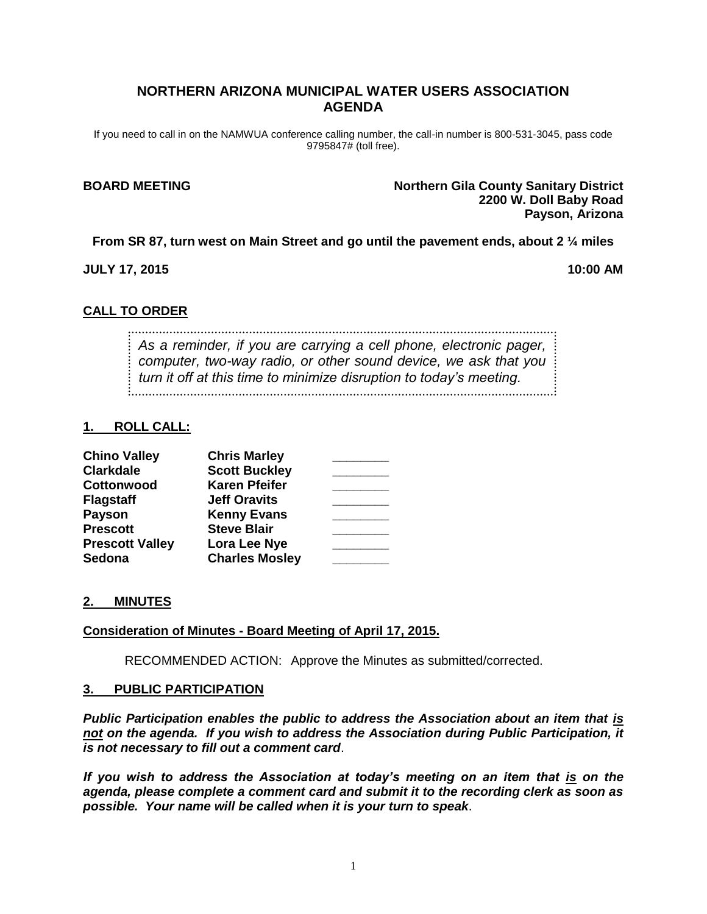# NORTHERN ARIZONA MUNICIPAL WATER USERS ASSOCIATION AGENDA

If you need to call in on the NAMWUA conference calling number, the call-in number is 800-531-3045, pass code 9795847# (toll free).

**BOARD MEETING**

**Northern Gila County Sanitary District**
**2200 W. Doll Baby Road**
**Payson, Arizona**

**From SR 87, turn west on Main Street and go until the pavement ends, about 2 ¼ miles**

**JULY 17, 2015** **10:00 AM**

## CALL TO ORDER

*As a reminder, if you are carrying a cell phone, electronic pager, computer, two-way radio, or other sound device, we ask that you turn it off at this time to minimize disruption to today's meeting.*

## 1. ROLL CALL:

| | | |
|---|---|---|
| **Chino Valley** | **Chris Marley** | ________ |
| **Clarkdale** | **Scott Buckley** | ________ |
| **Cottonwood** | **Karen Pfeifer** | ________ |
| **Flagstaff** | **Jeff Oravits** | ________ |
| **Payson** | **Kenny Evans** | ________ |
| **Prescott** | **Steve Blair** | ________ |
| **Prescott Valley** | **Lora Lee Nye** | ________ |
| **Sedona** | **Charles Mosley** | ________ |

## 2. MINUTES

**Consideration of Minutes - Board Meeting of April 17, 2015.**

RECOMMENDED ACTION: Approve the Minutes as submitted/corrected.

## 3. PUBLIC PARTICIPATION

***Public Participation enables the public to address the Association about an item that is not on the agenda. If you wish to address the Association during Public Participation, it is not necessary to fill out a comment card*.**

***If you wish to address the Association at today's meeting on an item that is on the agenda, please complete a comment card and submit it to the recording clerk as soon as possible. Your name will be called when it is your turn to speak*.**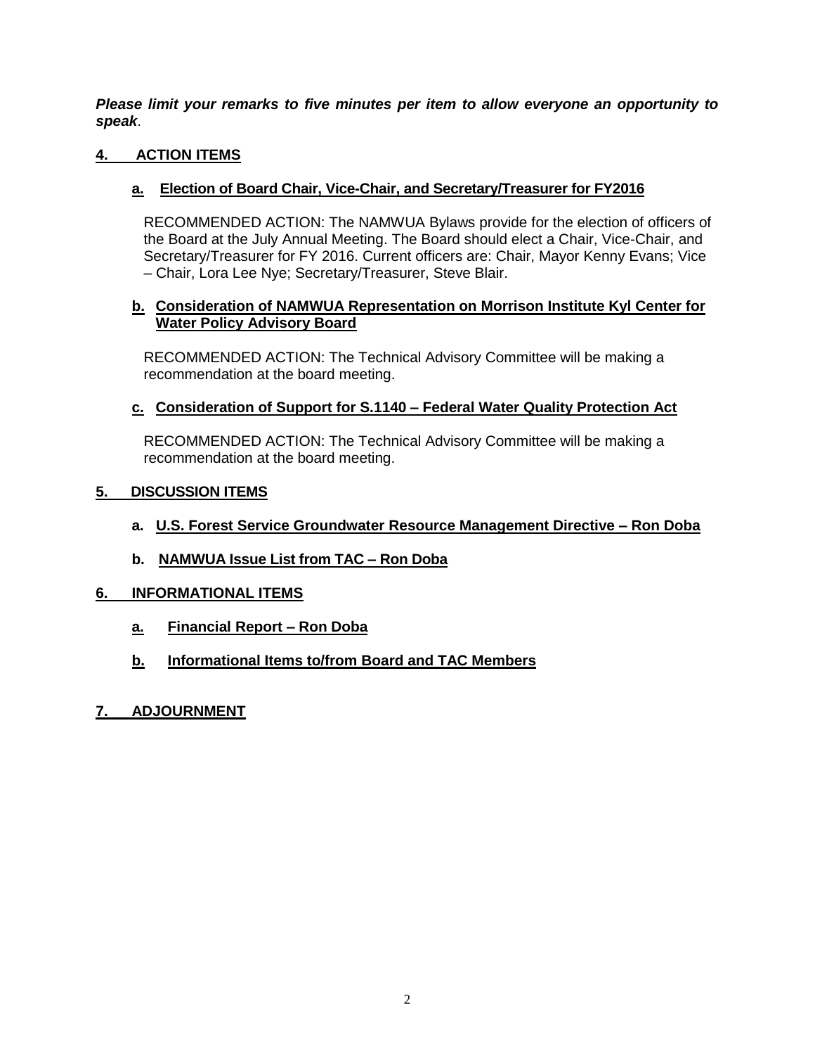***Please limit your remarks to five minutes per item to allow everyone an opportunity to speak***.

## 4. ACTION ITEMS

### a. Election of Board Chair, Vice-Chair, and Secretary/Treasurer for FY2016

RECOMMENDED ACTION: The NAMWUA Bylaws provide for the election of officers of the Board at the July Annual Meeting. The Board should elect a Chair, Vice-Chair, and Secretary/Treasurer for FY 2016. Current officers are: Chair, Mayor Kenny Evans; Vice – Chair, Lora Lee Nye; Secretary/Treasurer, Steve Blair.

### b. Consideration of NAMWUA Representation on Morrison Institute Kyl Center for Water Policy Advisory Board

RECOMMENDED ACTION: The Technical Advisory Committee will be making a recommendation at the board meeting.

### c. Consideration of Support for S.1140 – Federal Water Quality Protection Act

RECOMMENDED ACTION: The Technical Advisory Committee will be making a recommendation at the board meeting.

## 5. DISCUSSION ITEMS

### a. U.S. Forest Service Groundwater Resource Management Directive – Ron Doba

### b. NAMWUA Issue List from TAC – Ron Doba

## 6. INFORMATIONAL ITEMS

### a. Financial Report – Ron Doba

### b. Informational Items to/from Board and TAC Members

## 7. ADJOURNMENT